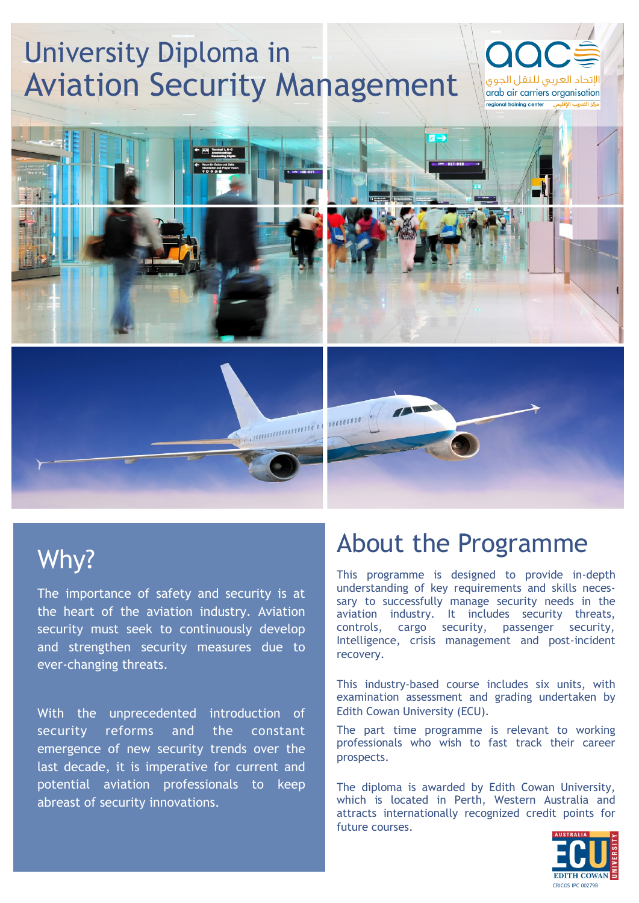# University Diploma in Aviation Security Management

aacs
الإتحاد العربي للنقل الجوي
arab air carriers organisation
regional training center مركز التدريب الإقليمي

## Why?

The importance of safety and security is at the heart of the aviation industry. Aviation security must seek to continuously develop and strengthen security measures due to ever-changing threats.

With the unprecedented introduction of security reforms and the constant emergence of new security trends over the last decade, it is imperative for current and potential aviation professionals to keep abreast of security innovations.

## About the Programme

This programme is designed to provide in-depth understanding of key requirements and skills necessary to successfully manage security needs in the aviation industry. It includes security threats, controls, cargo security, passenger security, Intelligence, crisis management and post-incident recovery.

This industry-based course includes six units, with examination assessment and grading undertaken by Edith Cowan University (ECU).

The part time programme is relevant to working professionals who wish to fast track their career prospects.

The diploma is awarded by Edith Cowan University, which is located in Perth, Western Australia and attracts internationally recognized credit points for future courses.

AUSTRALIA ECU EDITH COWAN UNIVERSITY
CRICOS IPC 00279B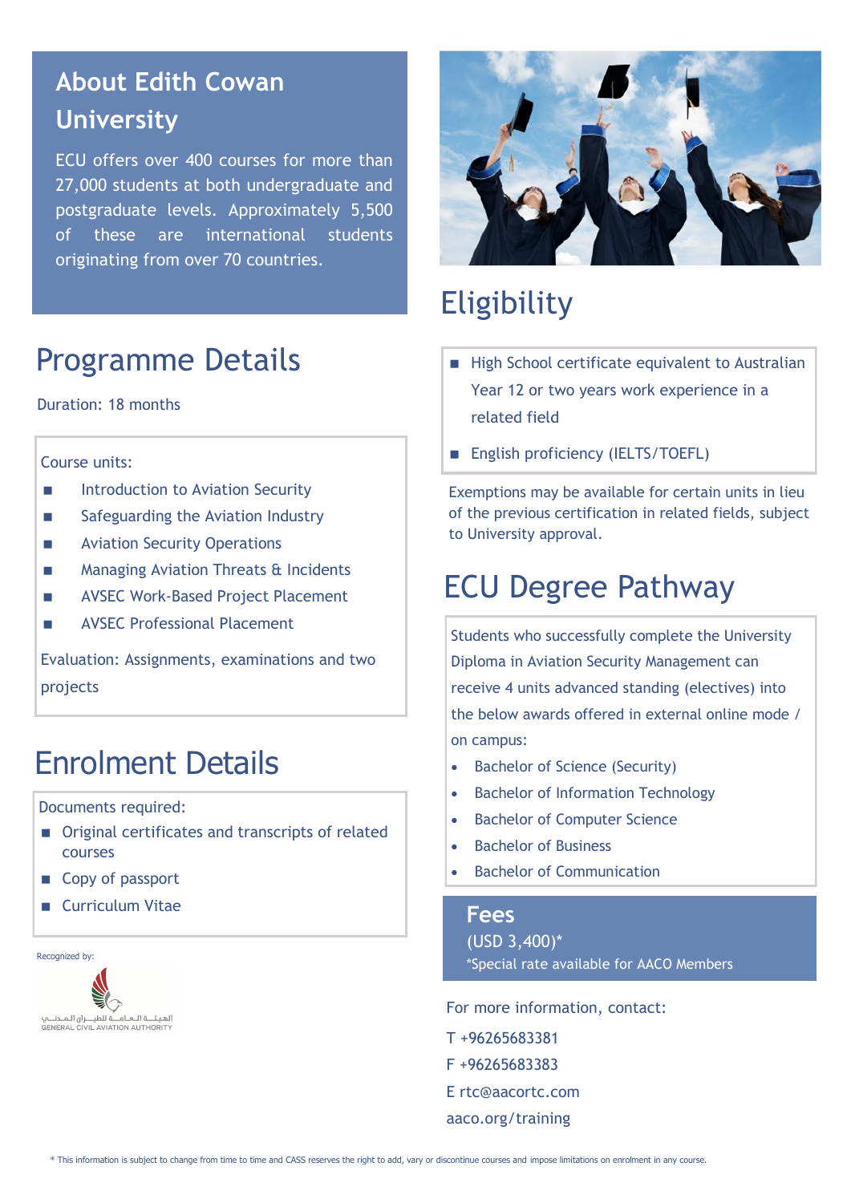## About Edith Cowan University

ECU offers over 400 courses for more than 27,000 students at both undergraduate and postgraduate levels. Approximately 5,500 of these are international students originating from over 70 countries.

# Programme Details

Duration: 18 months

Course units:

- Introduction to Aviation Security
- Safeguarding the Aviation Industry
- Aviation Security Operations
- Managing Aviation Threats & Incidents
- AVSEC Work-Based Project Placement
- AVSEC Professional Placement

Evaluation: Assignments, examinations and two projects

# Enrolment Details

Documents required:

- Original certificates and transcripts of related courses
- Copy of passport
- Curriculum Vitae

Recognized by:

الهيئة العامة للطيران المدني
GENERAL CIVIL AVIATION AUTHORITY

# Eligibility

- High School certificate equivalent to Australian Year 12 or two years work experience in a related field
- English proficiency (IELTS/TOEFL)

Exemptions may be available for certain units in lieu of the previous certification in related fields, subject to University approval.

# ECU Degree Pathway

Students who successfully complete the University Diploma in Aviation Security Management can receive 4 units advanced standing (electives) into the below awards offered in external online mode / on campus:

- Bachelor of Science (Security)
- Bachelor of Information Technology
- Bachelor of Computer Science
- Bachelor of Business
- Bachelor of Communication

## Fees

(USD 3,400)*

*Special rate available for AACO Members

For more information, contact:

T +96265683381

F +96265683383

E rtc@aacortc.com

aaco.org/training

* This information is subject to change from time to time and CASS reserves the right to add, vary or discontinue courses and impose limitations on enrolment in any course.